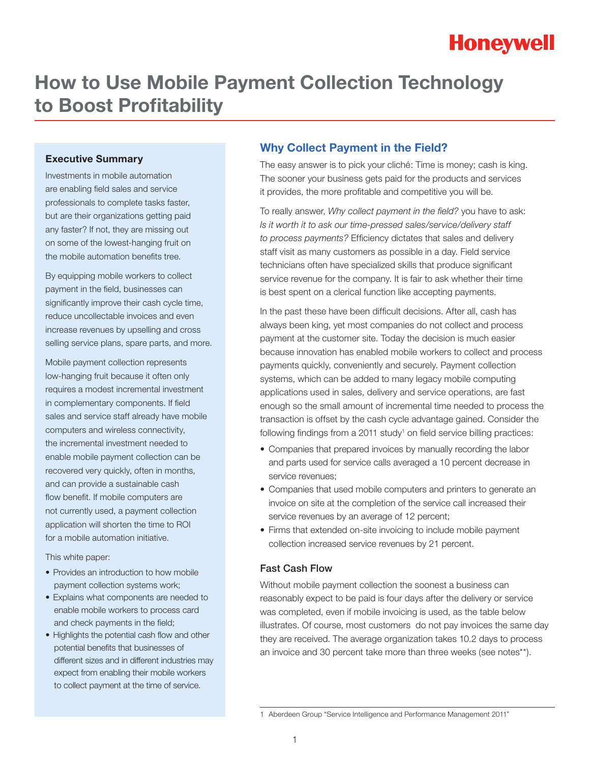# How to Use Mobile Payment Collection Technology to Boost Profitability

### Executive Summary

Investments in mobile automation are enabling field sales and service professionals to complete tasks faster, but are their organizations getting paid any faster? If not, they are missing out on some of the lowest-hanging fruit on the mobile automation benefits tree.

By equipping mobile workers to collect payment in the field, businesses can significantly improve their cash cycle time, reduce uncollectable invoices and even increase revenues by upselling and cross selling service plans, spare parts, and more.

Mobile payment collection represents low-hanging fruit because it often only requires a modest incremental investment in complementary components. If field sales and service staff already have mobile computers and wireless connectivity, the incremental investment needed to enable mobile payment collection can be recovered very quickly, often in months, and can provide a sustainable cash flow benefit. If mobile computers are not currently used, a payment collection application will shorten the time to ROI for a mobile automation initiative.

This white paper:

- Provides an introduction to how mobile payment collection systems work;
- Explains what components are needed to enable mobile workers to process card and check payments in the field;
- Highlights the potential cash flow and other potential benefits that businesses of different sizes and in different industries may expect from enabling their mobile workers to collect payment at the time of service.

## Why Collect Payment in the Field?

The easy answer is to pick your cliché: Time is money; cash is king. The sooner your business gets paid for the products and services it provides, the more profitable and competitive you will be.

To really answer, *Why collect payment in the field?* you have to ask: *Is it worth it to ask our time-pressed sales/service/delivery staff to process payments?* Efficiency dictates that sales and delivery staff visit as many customers as possible in a day. Field service technicians often have specialized skills that produce significant service revenue for the company. It is fair to ask whether their time is best spent on a clerical function like accepting payments.

In the past these have been difficult decisions. After all, cash has always been king, yet most companies do not collect and process payment at the customer site. Today the decision is much easier because innovation has enabled mobile workers to collect and process payments quickly, conveniently and securely. Payment collection systems, which can be added to many legacy mobile computing applications used in sales, delivery and service operations, are fast enough so the small amount of incremental time needed to process the transaction is offset by the cash cycle advantage gained. Consider the following findings from a 2011 study[1] on field service billing practices:

- Companies that prepared invoices by manually recording the labor and parts used for service calls averaged a 10 percent decrease in service revenues;
- Companies that used mobile computers and printers to generate an invoice on site at the completion of the service call increased their service revenues by an average of 12 percent;
- Firms that extended on-site invoicing to include mobile payment collection increased service revenues by 21 percent.

### Fast Cash Flow

Without mobile payment collection the soonest a business can reasonably expect to be paid is four days after the delivery or service was completed, even if mobile invoicing is used, as the table below illustrates. Of course, most customers do not pay invoices the same day they are received. The average organization takes 10.2 days to process an invoice and 30 percent take more than three weeks (see notes**).

1 Aberdeen Group "Service Intelligence and Performance Management 2011"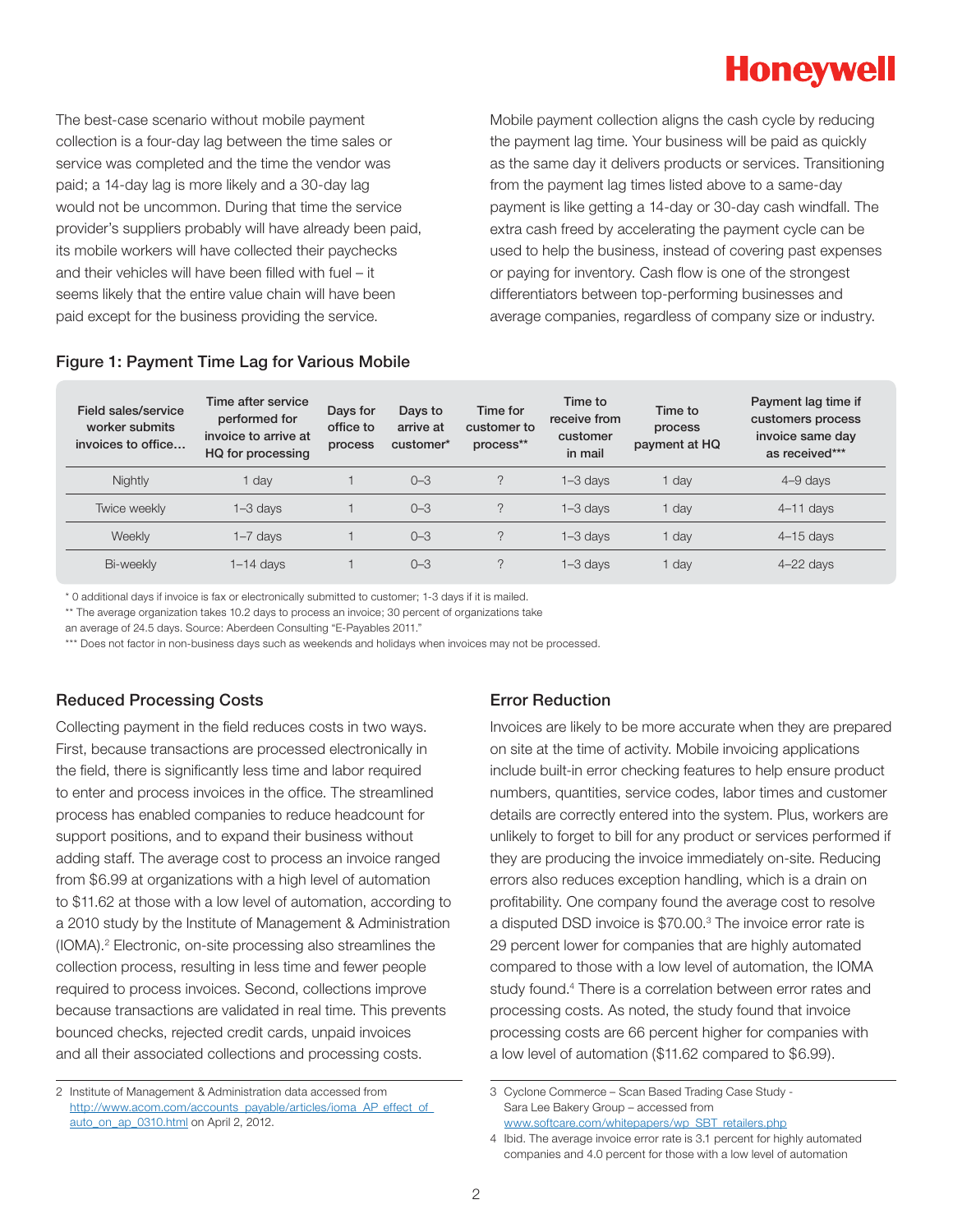The best-case scenario without mobile payment collection is a four-day lag between the time sales or service was completed and the time the vendor was paid; a 14-day lag is more likely and a 30-day lag would not be uncommon. During that time the service provider's suppliers probably will have already been paid, its mobile workers will have collected their paychecks and their vehicles will have been filled with fuel – it seems likely that the entire value chain will have been paid except for the business providing the service.

Mobile payment collection aligns the cash cycle by reducing the payment lag time. Your business will be paid as quickly as the same day it delivers products or services. Transitioning from the payment lag times listed above to a same-day payment is like getting a 14-day or 30-day cash windfall. The extra cash freed by accelerating the payment cycle can be used to help the business, instead of covering past expenses or paying for inventory. Cash flow is one of the strongest differentiators between top-performing businesses and average companies, regardless of company size or industry.

### Figure 1: Payment Time Lag for Various Mobile

| Field sales/service worker submits invoices to office… | Time after service performed for invoice to arrive at HQ for processing | Days for office to process | Days to arrive at customer* | Time for customer to process** | Time to receive from customer in mail | Time to process payment at HQ | Payment lag time if customers process invoice same day as received*** |
|---|---|---|---|---|---|---|---|
| Nightly | 1 day | 1 | 0–3 | ? | 1–3 days | 1 day | 4–9 days |
| Twice weekly | 1–3 days | 1 | 0–3 | ? | 1–3 days | 1 day | 4–11 days |
| Weekly | 1–7 days | 1 | 0–3 | ? | 1–3 days | 1 day | 4–15 days |
| Bi-weekly | 1–14 days | 1 | 0–3 | ? | 1–3 days | 1 day | 4–22 days |

* 0 additional days if invoice is fax or electronically submitted to customer; 1-3 days if it is mailed.

** The average organization takes 10.2 days to process an invoice; 30 percent of organizations take an average of 24.5 days. Source: Aberdeen Consulting "E-Payables 2011."

*** Does not factor in non-business days such as weekends and holidays when invoices may not be processed.

### Reduced Processing Costs

Collecting payment in the field reduces costs in two ways. First, because transactions are processed electronically in the field, there is significantly less time and labor required to enter and process invoices in the office. The streamlined process has enabled companies to reduce headcount for support positions, and to expand their business without adding staff. The average cost to process an invoice ranged from $6.99 at organizations with a high level of automation to $11.62 at those with a low level of automation, according to a 2010 study by the Institute of Management & Administration (IOMA).[2] Electronic, on-site processing also streamlines the collection process, resulting in less time and fewer people required to process invoices. Second, collections improve because transactions are validated in real time. This prevents bounced checks, rejected credit cards, unpaid invoices and all their associated collections and processing costs.

### Error Reduction

Invoices are likely to be more accurate when they are prepared on site at the time of activity. Mobile invoicing applications include built-in error checking features to help ensure product numbers, quantities, service codes, labor times and customer details are correctly entered into the system. Plus, workers are unlikely to forget to bill for any product or services performed if they are producing the invoice immediately on-site. Reducing errors also reduces exception handling, which is a drain on profitability. One company found the average cost to resolve a disputed DSD invoice is $70.00.[3] The invoice error rate is 29 percent lower for companies that are highly automated compared to those with a low level of automation, the IOMA study found.[4] There is a correlation between error rates and processing costs. As noted, the study found that invoice processing costs are 66 percent higher for companies with a low level of automation ($11.62 compared to $6.99).

2 Institute of Management & Administration data accessed from http://www.acom.com/accounts_payable/articles/ioma_AP_effect_of_auto_on_ap_0310.html on April 2, 2012.

3 Cyclone Commerce – Scan Based Trading Case Study - Sara Lee Bakery Group – accessed from www.softcare.com/whitepapers/wp_SBT_retailers.php

4 Ibid. The average invoice error rate is 3.1 percent for highly automated companies and 4.0 percent for those with a low level of automation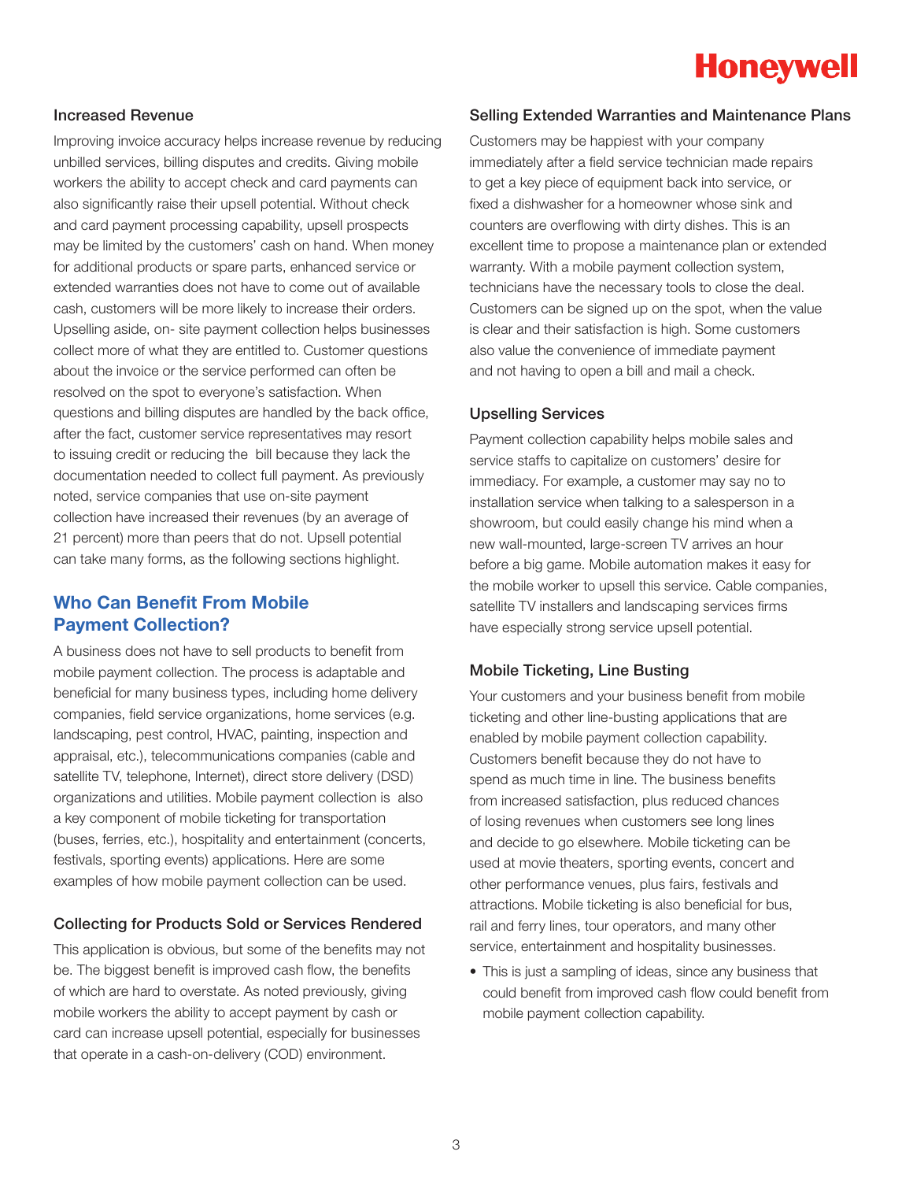### Increased Revenue

Improving invoice accuracy helps increase revenue by reducing unbilled services, billing disputes and credits. Giving mobile workers the ability to accept check and card payments can also significantly raise their upsell potential. Without check and card payment processing capability, upsell prospects may be limited by the customers' cash on hand. When money for additional products or spare parts, enhanced service or extended warranties does not have to come out of available cash, customers will be more likely to increase their orders. Upselling aside, on- site payment collection helps businesses collect more of what they are entitled to. Customer questions about the invoice or the service performed can often be resolved on the spot to everyone's satisfaction. When questions and billing disputes are handled by the back office, after the fact, customer service representatives may resort to issuing credit or reducing the bill because they lack the documentation needed to collect full payment. As previously noted, service companies that use on-site payment collection have increased their revenues (by an average of 21 percent) more than peers that do not. Upsell potential can take many forms, as the following sections highlight.

## Who Can Benefit From Mobile Payment Collection?

A business does not have to sell products to benefit from mobile payment collection. The process is adaptable and beneficial for many business types, including home delivery companies, field service organizations, home services (e.g. landscaping, pest control, HVAC, painting, inspection and appraisal, etc.), telecommunications companies (cable and satellite TV, telephone, Internet), direct store delivery (DSD) organizations and utilities. Mobile payment collection is also a key component of mobile ticketing for transportation (buses, ferries, etc.), hospitality and entertainment (concerts, festivals, sporting events) applications. Here are some examples of how mobile payment collection can be used.

### Collecting for Products Sold or Services Rendered

This application is obvious, but some of the benefits may not be. The biggest benefit is improved cash flow, the benefits of which are hard to overstate. As noted previously, giving mobile workers the ability to accept payment by cash or card can increase upsell potential, especially for businesses that operate in a cash-on-delivery (COD) environment.

### Selling Extended Warranties and Maintenance Plans

Customers may be happiest with your company immediately after a field service technician made repairs to get a key piece of equipment back into service, or fixed a dishwasher for a homeowner whose sink and counters are overflowing with dirty dishes. This is an excellent time to propose a maintenance plan or extended warranty. With a mobile payment collection system, technicians have the necessary tools to close the deal. Customers can be signed up on the spot, when the value is clear and their satisfaction is high. Some customers also value the convenience of immediate payment and not having to open a bill and mail a check.

### Upselling Services

Payment collection capability helps mobile sales and service staffs to capitalize on customers' desire for immediacy. For example, a customer may say no to installation service when talking to a salesperson in a showroom, but could easily change his mind when a new wall-mounted, large-screen TV arrives an hour before a big game. Mobile automation makes it easy for the mobile worker to upsell this service. Cable companies, satellite TV installers and landscaping services firms have especially strong service upsell potential.

### Mobile Ticketing, Line Busting

Your customers and your business benefit from mobile ticketing and other line-busting applications that are enabled by mobile payment collection capability. Customers benefit because they do not have to spend as much time in line. The business benefits from increased satisfaction, plus reduced chances of losing revenues when customers see long lines and decide to go elsewhere. Mobile ticketing can be used at movie theaters, sporting events, concert and other performance venues, plus fairs, festivals and attractions. Mobile ticketing is also beneficial for bus, rail and ferry lines, tour operators, and many other service, entertainment and hospitality businesses.

- This is just a sampling of ideas, since any business that could benefit from improved cash flow could benefit from mobile payment collection capability.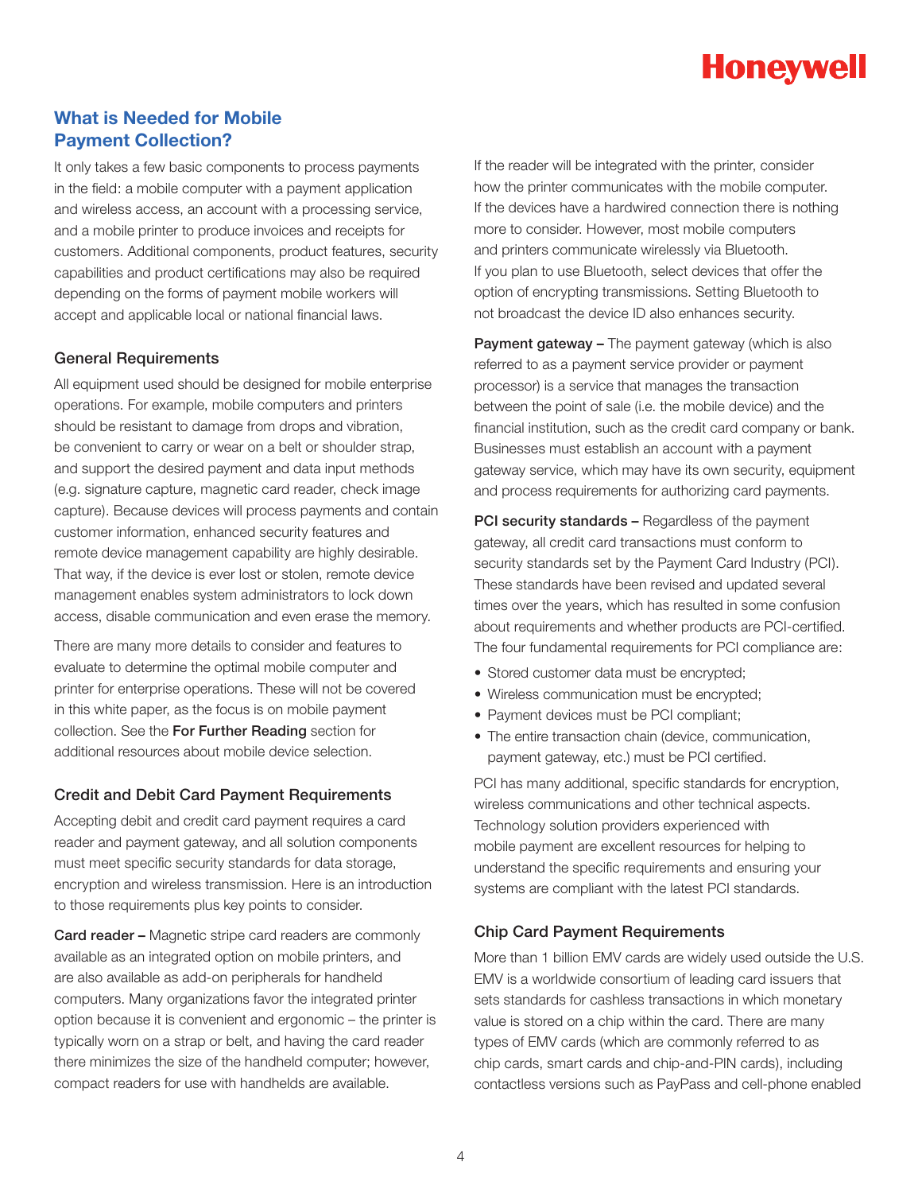## What is Needed for Mobile Payment Collection?

It only takes a few basic components to process payments in the field: a mobile computer with a payment application and wireless access, an account with a processing service, and a mobile printer to produce invoices and receipts for customers. Additional components, product features, security capabilities and product certifications may also be required depending on the forms of payment mobile workers will accept and applicable local or national financial laws.

### General Requirements

All equipment used should be designed for mobile enterprise operations. For example, mobile computers and printers should be resistant to damage from drops and vibration, be convenient to carry or wear on a belt or shoulder strap, and support the desired payment and data input methods (e.g. signature capture, magnetic card reader, check image capture). Because devices will process payments and contain customer information, enhanced security features and remote device management capability are highly desirable. That way, if the device is ever lost or stolen, remote device management enables system administrators to lock down access, disable communication and even erase the memory.

There are many more details to consider and features to evaluate to determine the optimal mobile computer and printer for enterprise operations. These will not be covered in this white paper, as the focus is on mobile payment collection. See the **For Further Reading** section for additional resources about mobile device selection.

### Credit and Debit Card Payment Requirements

Accepting debit and credit card payment requires a card reader and payment gateway, and all solution components must meet specific security standards for data storage, encryption and wireless transmission. Here is an introduction to those requirements plus key points to consider.

**Card reader –** Magnetic stripe card readers are commonly available as an integrated option on mobile printers, and are also available as add-on peripherals for handheld computers. Many organizations favor the integrated printer option because it is convenient and ergonomic – the printer is typically worn on a strap or belt, and having the card reader there minimizes the size of the handheld computer; however, compact readers for use with handhelds are available.

If the reader will be integrated with the printer, consider how the printer communicates with the mobile computer. If the devices have a hardwired connection there is nothing more to consider. However, most mobile computers and printers communicate wirelessly via Bluetooth. If you plan to use Bluetooth, select devices that offer the option of encrypting transmissions. Setting Bluetooth to not broadcast the device ID also enhances security.

**Payment gateway –** The payment gateway (which is also referred to as a payment service provider or payment processor) is a service that manages the transaction between the point of sale (i.e. the mobile device) and the financial institution, such as the credit card company or bank. Businesses must establish an account with a payment gateway service, which may have its own security, equipment and process requirements for authorizing card payments.

**PCI security standards –** Regardless of the payment gateway, all credit card transactions must conform to security standards set by the Payment Card Industry (PCI). These standards have been revised and updated several times over the years, which has resulted in some confusion about requirements and whether products are PCI-certified. The four fundamental requirements for PCI compliance are:

- Stored customer data must be encrypted;
- Wireless communication must be encrypted;
- Payment devices must be PCI compliant;
- The entire transaction chain (device, communication, payment gateway, etc.) must be PCI certified.

PCI has many additional, specific standards for encryption, wireless communications and other technical aspects. Technology solution providers experienced with mobile payment are excellent resources for helping to understand the specific requirements and ensuring your systems are compliant with the latest PCI standards.

### Chip Card Payment Requirements

More than 1 billion EMV cards are widely used outside the U.S. EMV is a worldwide consortium of leading card issuers that sets standards for cashless transactions in which monetary value is stored on a chip within the card. There are many types of EMV cards (which are commonly referred to as chip cards, smart cards and chip-and-PIN cards), including contactless versions such as PayPass and cell-phone enabled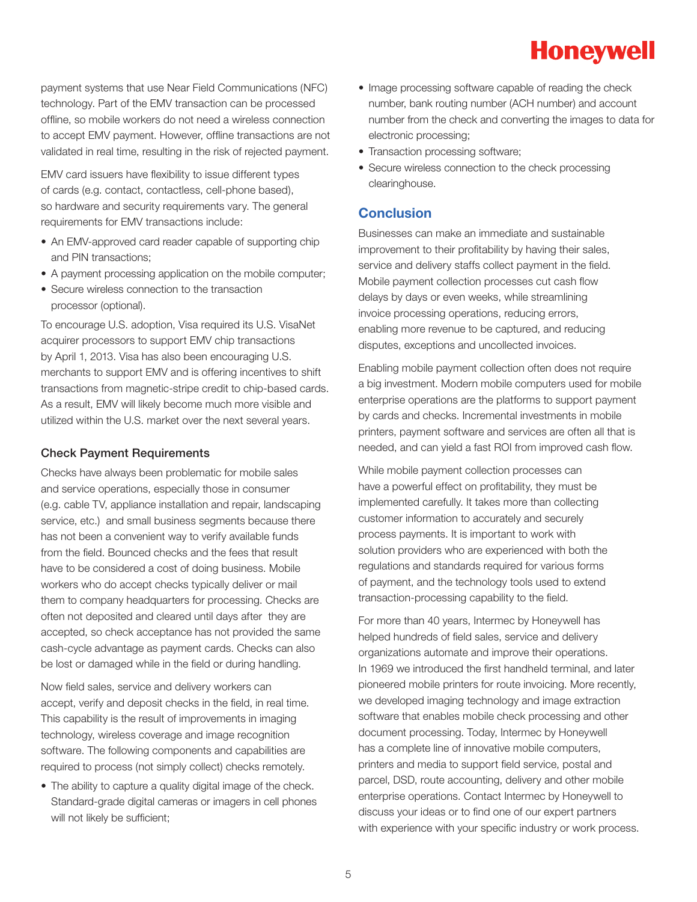payment systems that use Near Field Communications (NFC) technology. Part of the EMV transaction can be processed offline, so mobile workers do not need a wireless connection to accept EMV payment. However, offline transactions are not validated in real time, resulting in the risk of rejected payment.

EMV card issuers have flexibility to issue different types of cards (e.g. contact, contactless, cell-phone based), so hardware and security requirements vary. The general requirements for EMV transactions include:

- An EMV-approved card reader capable of supporting chip and PIN transactions;
- A payment processing application on the mobile computer;
- Secure wireless connection to the transaction processor (optional).

To encourage U.S. adoption, Visa required its U.S. VisaNet acquirer processors to support EMV chip transactions by April 1, 2013. Visa has also been encouraging U.S. merchants to support EMV and is offering incentives to shift transactions from magnetic-stripe credit to chip-based cards. As a result, EMV will likely become much more visible and utilized within the U.S. market over the next several years.

### Check Payment Requirements

Checks have always been problematic for mobile sales and service operations, especially those in consumer (e.g. cable TV, appliance installation and repair, landscaping service, etc.) and small business segments because there has not been a convenient way to verify available funds from the field. Bounced checks and the fees that result have to be considered a cost of doing business. Mobile workers who do accept checks typically deliver or mail them to company headquarters for processing. Checks are often not deposited and cleared until days after they are accepted, so check acceptance has not provided the same cash-cycle advantage as payment cards. Checks can also be lost or damaged while in the field or during handling.

Now field sales, service and delivery workers can accept, verify and deposit checks in the field, in real time. This capability is the result of improvements in imaging technology, wireless coverage and image recognition software. The following components and capabilities are required to process (not simply collect) checks remotely.

- The ability to capture a quality digital image of the check. Standard-grade digital cameras or imagers in cell phones will not likely be sufficient;
- Image processing software capable of reading the check number, bank routing number (ACH number) and account number from the check and converting the images to data for electronic processing;
- Transaction processing software;
- Secure wireless connection to the check processing clearinghouse.

## Conclusion

Businesses can make an immediate and sustainable improvement to their profitability by having their sales, service and delivery staffs collect payment in the field. Mobile payment collection processes cut cash flow delays by days or even weeks, while streamlining invoice processing operations, reducing errors, enabling more revenue to be captured, and reducing disputes, exceptions and uncollected invoices.

Enabling mobile payment collection often does not require a big investment. Modern mobile computers used for mobile enterprise operations are the platforms to support payment by cards and checks. Incremental investments in mobile printers, payment software and services are often all that is needed, and can yield a fast ROI from improved cash flow.

While mobile payment collection processes can have a powerful effect on profitability, they must be implemented carefully. It takes more than collecting customer information to accurately and securely process payments. It is important to work with solution providers who are experienced with both the regulations and standards required for various forms of payment, and the technology tools used to extend transaction-processing capability to the field.

For more than 40 years, Intermec by Honeywell has helped hundreds of field sales, service and delivery organizations automate and improve their operations. In 1969 we introduced the first handheld terminal, and later pioneered mobile printers for route invoicing. More recently, we developed imaging technology and image extraction software that enables mobile check processing and other document processing. Today, Intermec by Honeywell has a complete line of innovative mobile computers, printers and media to support field service, postal and parcel, DSD, route accounting, delivery and other mobile enterprise operations. Contact Intermec by Honeywell to discuss your ideas or to find one of our expert partners with experience with your specific industry or work process.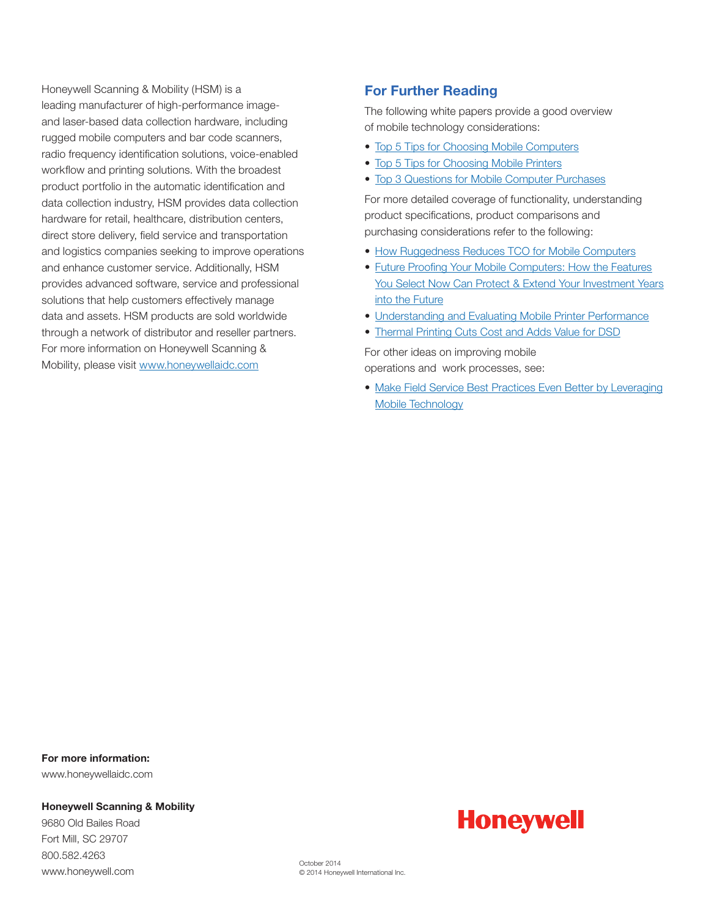Honeywell Scanning & Mobility (HSM) is a leading manufacturer of high-performance image- and laser-based data collection hardware, including rugged mobile computers and bar code scanners, radio frequency identification solutions, voice-enabled workflow and printing solutions. With the broadest product portfolio in the automatic identification and data collection industry, HSM provides data collection hardware for retail, healthcare, distribution centers, direct store delivery, field service and transportation and logistics companies seeking to improve operations and enhance customer service. Additionally, HSM provides advanced software, service and professional solutions that help customers effectively manage data and assets. HSM products are sold worldwide through a network of distributor and reseller partners. For more information on Honeywell Scanning & Mobility, please visit www.honeywellaidc.com

## For Further Reading

The following white papers provide a good overview of mobile technology considerations:

- Top 5 Tips for Choosing Mobile Computers
- Top 5 Tips for Choosing Mobile Printers
- Top 3 Questions for Mobile Computer Purchases

For more detailed coverage of functionality, understanding product specifications, product comparisons and purchasing considerations refer to the following:

- How Ruggedness Reduces TCO for Mobile Computers
- Future Proofing Your Mobile Computers: How the Features You Select Now Can Protect & Extend Your Investment Years into the Future
- Understanding and Evaluating Mobile Printer Performance
- Thermal Printing Cuts Cost and Adds Value for DSD

For other ideas on improving mobile operations and work processes, see:

- Make Field Service Best Practices Even Better by Leveraging Mobile Technology

**For more information:**
www.honeywellaidc.com

**Honeywell Scanning & Mobility**
9680 Old Bailes Road
Fort Mill, SC 29707
800.582.4263
www.honeywell.com

October 2014
© 2014 Honeywell International Inc.

Honeywell